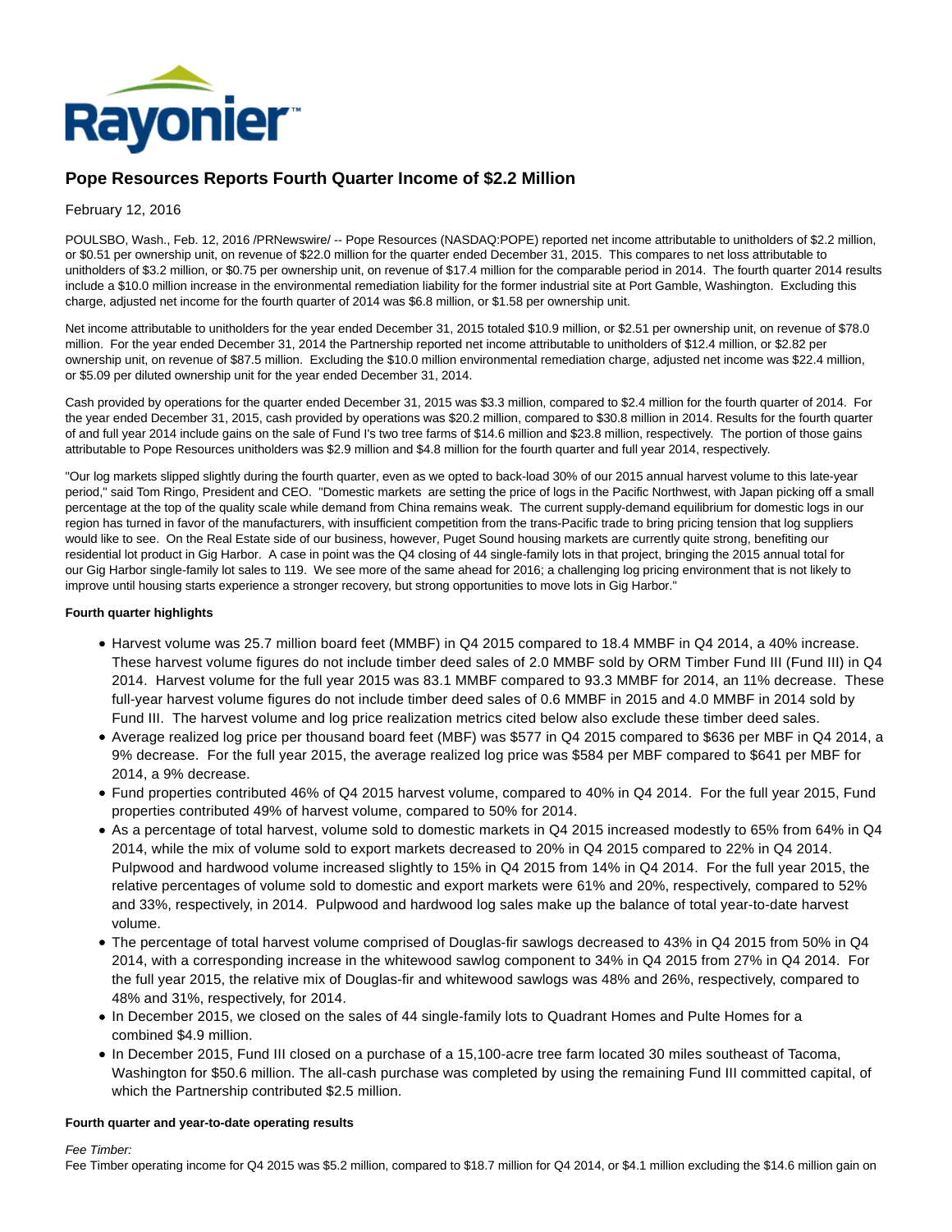# Pope Resources Reports Fourth Quarter Income of $2.2 Million

February 12, 2016

POULSBO, Wash., Feb. 12, 2016 /PRNewswire/ -- Pope Resources (NASDAQ:POPE) reported net income attributable to unitholders of $2.2 million, or $0.51 per ownership unit, on revenue of $22.0 million for the quarter ended December 31, 2015. This compares to net loss attributable to unitholders of $3.2 million, or $0.75 per ownership unit, on revenue of $17.4 million for the comparable period in 2014. The fourth quarter 2014 results include a $10.0 million increase in the environmental remediation liability for the former industrial site at Port Gamble, Washington. Excluding this charge, adjusted net income for the fourth quarter of 2014 was $6.8 million, or $1.58 per ownership unit.

Net income attributable to unitholders for the year ended December 31, 2015 totaled $10.9 million, or $2.51 per ownership unit, on revenue of $78.0 million. For the year ended December 31, 2014 the Partnership reported net income attributable to unitholders of $12.4 million, or $2.82 per ownership unit, on revenue of $87.5 million. Excluding the $10.0 million environmental remediation charge, adjusted net income was $22.4 million, or $5.09 per diluted ownership unit for the year ended December 31, 2014.

Cash provided by operations for the quarter ended December 31, 2015 was $3.3 million, compared to $2.4 million for the fourth quarter of 2014. For the year ended December 31, 2015, cash provided by operations was $20.2 million, compared to $30.8 million in 2014. Results for the fourth quarter of and full year 2014 include gains on the sale of Fund I's two tree farms of $14.6 million and $23.8 million, respectively. The portion of those gains attributable to Pope Resources unitholders was $2.9 million and $4.8 million for the fourth quarter and full year 2014, respectively.

"Our log markets slipped slightly during the fourth quarter, even as we opted to back-load 30% of our 2015 annual harvest volume to this late-year period," said Tom Ringo, President and CEO. "Domestic markets are setting the price of logs in the Pacific Northwest, with Japan picking off a small percentage at the top of the quality scale while demand from China remains weak. The current supply-demand equilibrium for domestic logs in our region has turned in favor of the manufacturers, with insufficient competition from the trans-Pacific trade to bring pricing tension that log suppliers would like to see. On the Real Estate side of our business, however, Puget Sound housing markets are currently quite strong, benefiting our residential lot product in Gig Harbor. A case in point was the Q4 closing of 44 single-family lots in that project, bringing the 2015 annual total for our Gig Harbor single-family lot sales to 119. We see more of the same ahead for 2016; a challenging log pricing environment that is not likely to improve until housing starts experience a stronger recovery, but strong opportunities to move lots in Gig Harbor."

**Fourth quarter highlights**

- Harvest volume was 25.7 million board feet (MMBF) in Q4 2015 compared to 18.4 MMBF in Q4 2014, a 40% increase. These harvest volume figures do not include timber deed sales of 2.0 MMBF sold by ORM Timber Fund III (Fund III) in Q4 2014. Harvest volume for the full year 2015 was 83.1 MMBF compared to 93.3 MMBF for 2014, an 11% decrease. These full-year harvest volume figures do not include timber deed sales of 0.6 MMBF in 2015 and 4.0 MMBF in 2014 sold by Fund III. The harvest volume and log price realization metrics cited below also exclude these timber deed sales.
- Average realized log price per thousand board feet (MBF) was $577 in Q4 2015 compared to $636 per MBF in Q4 2014, a 9% decrease. For the full year 2015, the average realized log price was $584 per MBF compared to $641 per MBF for 2014, a 9% decrease.
- Fund properties contributed 46% of Q4 2015 harvest volume, compared to 40% in Q4 2014. For the full year 2015, Fund properties contributed 49% of harvest volume, compared to 50% for 2014.
- As a percentage of total harvest, volume sold to domestic markets in Q4 2015 increased modestly to 65% from 64% in Q4 2014, while the mix of volume sold to export markets decreased to 20% in Q4 2015 compared to 22% in Q4 2014. Pulpwood and hardwood volume increased slightly to 15% in Q4 2015 from 14% in Q4 2014. For the full year 2015, the relative percentages of volume sold to domestic and export markets were 61% and 20%, respectively, compared to 52% and 33%, respectively, in 2014. Pulpwood and hardwood log sales make up the balance of total year-to-date harvest volume.
- The percentage of total harvest volume comprised of Douglas-fir sawlogs decreased to 43% in Q4 2015 from 50% in Q4 2014, with a corresponding increase in the whitewood sawlog component to 34% in Q4 2015 from 27% in Q4 2014. For the full year 2015, the relative mix of Douglas-fir and whitewood sawlogs was 48% and 26%, respectively, compared to 48% and 31%, respectively, for 2014.
- In December 2015, we closed on the sales of 44 single-family lots to Quadrant Homes and Pulte Homes for a combined $4.9 million.
- In December 2015, Fund III closed on a purchase of a 15,100-acre tree farm located 30 miles southeast of Tacoma, Washington for $50.6 million. The all-cash purchase was completed by using the remaining Fund III committed capital, of which the Partnership contributed $2.5 million.

**Fourth quarter and year-to-date operating results**

*Fee Timber:*

Fee Timber operating income for Q4 2015 was $5.2 million, compared to $18.7 million for Q4 2014, or $4.1 million excluding the $14.6 million gain on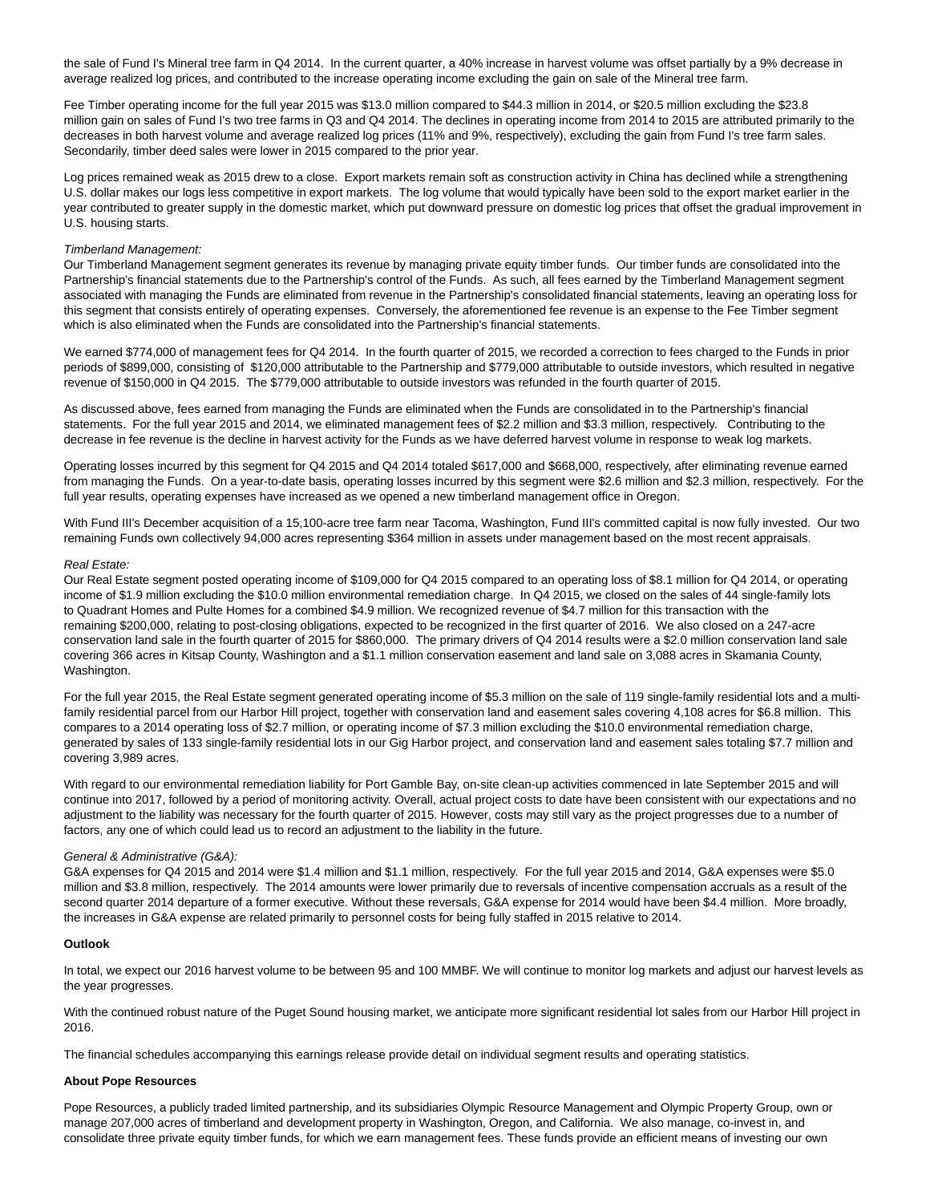the sale of Fund I's Mineral tree farm in Q4 2014. In the current quarter, a 40% increase in harvest volume was offset partially by a 9% decrease in average realized log prices, and contributed to the increase operating income excluding the gain on sale of the Mineral tree farm.

Fee Timber operating income for the full year 2015 was $13.0 million compared to $44.3 million in 2014, or $20.5 million excluding the $23.8 million gain on sales of Fund I's two tree farms in Q3 and Q4 2014. The declines in operating income from 2014 to 2015 are attributed primarily to the decreases in both harvest volume and average realized log prices (11% and 9%, respectively), excluding the gain from Fund I's tree farm sales. Secondarily, timber deed sales were lower in 2015 compared to the prior year.

Log prices remained weak as 2015 drew to a close. Export markets remain soft as construction activity in China has declined while a strengthening U.S. dollar makes our logs less competitive in export markets. The log volume that would typically have been sold to the export market earlier in the year contributed to greater supply in the domestic market, which put downward pressure on domestic log prices that offset the gradual improvement in U.S. housing starts.

*Timberland Management:*
Our Timberland Management segment generates its revenue by managing private equity timber funds. Our timber funds are consolidated into the Partnership's financial statements due to the Partnership's control of the Funds. As such, all fees earned by the Timberland Management segment associated with managing the Funds are eliminated from revenue in the Partnership's consolidated financial statements, leaving an operating loss for this segment that consists entirely of operating expenses. Conversely, the aforementioned fee revenue is an expense to the Fee Timber segment which is also eliminated when the Funds are consolidated into the Partnership's financial statements.

We earned $774,000 of management fees for Q4 2014. In the fourth quarter of 2015, we recorded a correction to fees charged to the Funds in prior periods of $899,000, consisting of $120,000 attributable to the Partnership and $779,000 attributable to outside investors, which resulted in negative revenue of $150,000 in Q4 2015. The $779,000 attributable to outside investors was refunded in the fourth quarter of 2015.

As discussed above, fees earned from managing the Funds are eliminated when the Funds are consolidated in to the Partnership's financial statements. For the full year 2015 and 2014, we eliminated management fees of $2.2 million and $3.3 million, respectively. Contributing to the decrease in fee revenue is the decline in harvest activity for the Funds as we have deferred harvest volume in response to weak log markets.

Operating losses incurred by this segment for Q4 2015 and Q4 2014 totaled $617,000 and $668,000, respectively, after eliminating revenue earned from managing the Funds. On a year-to-date basis, operating losses incurred by this segment were $2.6 million and $2.3 million, respectively. For the full year results, operating expenses have increased as we opened a new timberland management office in Oregon.

With Fund III's December acquisition of a 15,100-acre tree farm near Tacoma, Washington, Fund III's committed capital is now fully invested. Our two remaining Funds own collectively 94,000 acres representing $364 million in assets under management based on the most recent appraisals.

*Real Estate:*
Our Real Estate segment posted operating income of $109,000 for Q4 2015 compared to an operating loss of $8.1 million for Q4 2014, or operating income of $1.9 million excluding the $10.0 million environmental remediation charge. In Q4 2015, we closed on the sales of 44 single-family lots to Quadrant Homes and Pulte Homes for a combined $4.9 million. We recognized revenue of $4.7 million for this transaction with the remaining $200,000, relating to post-closing obligations, expected to be recognized in the first quarter of 2016. We also closed on a 247-acre conservation land sale in the fourth quarter of 2015 for $860,000. The primary drivers of Q4 2014 results were a $2.0 million conservation land sale covering 366 acres in Kitsap County, Washington and a $1.1 million conservation easement and land sale on 3,088 acres in Skamania County, Washington.

For the full year 2015, the Real Estate segment generated operating income of $5.3 million on the sale of 119 single-family residential lots and a multi-family residential parcel from our Harbor Hill project, together with conservation land and easement sales covering 4,108 acres for $6.8 million. This compares to a 2014 operating loss of $2.7 million, or operating income of $7.3 million excluding the $10.0 environmental remediation charge, generated by sales of 133 single-family residential lots in our Gig Harbor project, and conservation land and easement sales totaling $7.7 million and covering 3,989 acres.

With regard to our environmental remediation liability for Port Gamble Bay, on-site clean-up activities commenced in late September 2015 and will continue into 2017, followed by a period of monitoring activity. Overall, actual project costs to date have been consistent with our expectations and no adjustment to the liability was necessary for the fourth quarter of 2015. However, costs may still vary as the project progresses due to a number of factors, any one of which could lead us to record an adjustment to the liability in the future.

*General & Administrative (G&A):*
G&A expenses for Q4 2015 and 2014 were $1.4 million and $1.1 million, respectively. For the full year 2015 and 2014, G&A expenses were $5.0 million and $3.8 million, respectively. The 2014 amounts were lower primarily due to reversals of incentive compensation accruals as a result of the second quarter 2014 departure of a former executive. Without these reversals, G&A expense for 2014 would have been $4.4 million. More broadly, the increases in G&A expense are related primarily to personnel costs for being fully staffed in 2015 relative to 2014.

**Outlook**

In total, we expect our 2016 harvest volume to be between 95 and 100 MMBF. We will continue to monitor log markets and adjust our harvest levels as the year progresses.

With the continued robust nature of the Puget Sound housing market, we anticipate more significant residential lot sales from our Harbor Hill project in 2016.

The financial schedules accompanying this earnings release provide detail on individual segment results and operating statistics.

**About Pope Resources**

Pope Resources, a publicly traded limited partnership, and its subsidiaries Olympic Resource Management and Olympic Property Group, own or manage 207,000 acres of timberland and development property in Washington, Oregon, and California. We also manage, co-invest in, and consolidate three private equity timber funds, for which we earn management fees. These funds provide an efficient means of investing our own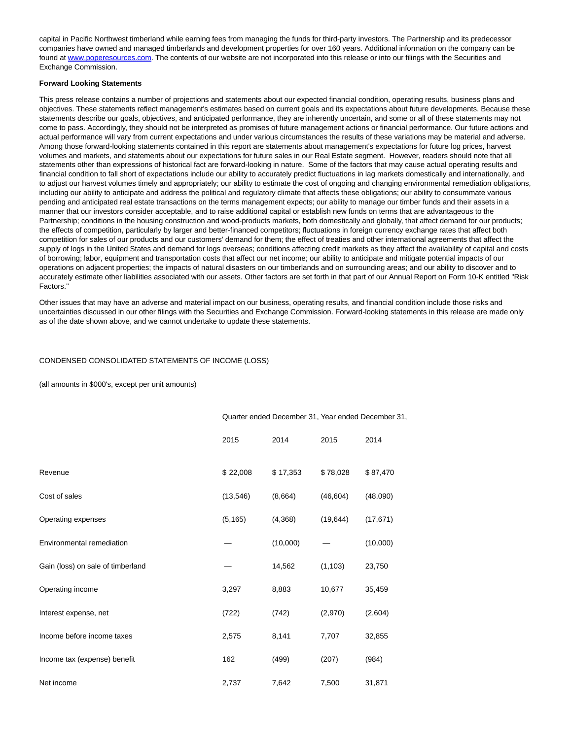capital in Pacific Northwest timberland while earning fees from managing the funds for third-party investors. The Partnership and its predecessor companies have owned and managed timberlands and development properties for over 160 years. Additional information on the company can be found at www.poperesources.com. The contents of our website are not incorporated into this release or into our filings with the Securities and Exchange Commission.

**Forward Looking Statements**

This press release contains a number of projections and statements about our expected financial condition, operating results, business plans and objectives. These statements reflect management's estimates based on current goals and its expectations about future developments. Because these statements describe our goals, objectives, and anticipated performance, they are inherently uncertain, and some or all of these statements may not come to pass. Accordingly, they should not be interpreted as promises of future management actions or financial performance. Our future actions and actual performance will vary from current expectations and under various circumstances the results of these variations may be material and adverse. Among those forward-looking statements contained in this report are statements about management's expectations for future log prices, harvest volumes and markets, and statements about our expectations for future sales in our Real Estate segment. However, readers should note that all statements other than expressions of historical fact are forward-looking in nature. Some of the factors that may cause actual operating results and financial condition to fall short of expectations include our ability to accurately predict fluctuations in lag markets domestically and internationally, and to adjust our harvest volumes timely and appropriately; our ability to estimate the cost of ongoing and changing environmental remediation obligations, including our ability to anticipate and address the political and regulatory climate that affects these obligations; our ability to consummate various pending and anticipated real estate transactions on the terms management expects; our ability to manage our timber funds and their assets in a manner that our investors consider acceptable, and to raise additional capital or establish new funds on terms that are advantageous to the Partnership; conditions in the housing construction and wood-products markets, both domestically and globally, that affect demand for our products; the effects of competition, particularly by larger and better-financed competitors; fluctuations in foreign currency exchange rates that affect both competition for sales of our products and our customers' demand for them; the effect of treaties and other international agreements that affect the supply of logs in the United States and demand for logs overseas; conditions affecting credit markets as they affect the availability of capital and costs of borrowing; labor, equipment and transportation costs that affect our net income; our ability to anticipate and mitigate potential impacts of our operations on adjacent properties; the impacts of natural disasters on our timberlands and on surrounding areas; and our ability to discover and to accurately estimate other liabilities associated with our assets. Other factors are set forth in that part of our Annual Report on Form 10-K entitled "Risk Factors."

Other issues that may have an adverse and material impact on our business, operating results, and financial condition include those risks and uncertainties discussed in our other filings with the Securities and Exchange Commission. Forward-looking statements in this release are made only as of the date shown above, and we cannot undertake to update these statements.

CONDENSED CONSOLIDATED STATEMENTS OF INCOME (LOSS)

(all amounts in $000's, except per unit amounts)

| | Quarter ended December 31, | | Year ended December 31, | |
|---|---|---|---|---|
| | 2015 | 2014 | 2015 | 2014 |
| Revenue | $ 22,008 | $ 17,353 | $ 78,028 | $ 87,470 |
| Cost of sales | (13,546) | (8,664) | (46,604) | (48,090) |
| Operating expenses | (5,165) | (4,368) | (19,644) | (17,671) |
| Environmental remediation | — | (10,000) | — | (10,000) |
| Gain (loss) on sale of timberland | — | 14,562 | (1,103) | 23,750 |
| Operating income | 3,297 | 8,883 | 10,677 | 35,459 |
| Interest expense, net | (722) | (742) | (2,970) | (2,604) |
| Income before income taxes | 2,575 | 8,141 | 7,707 | 32,855 |
| Income tax (expense) benefit | 162 | (499) | (207) | (984) |
| Net income | 2,737 | 7,642 | 7,500 | 31,871 |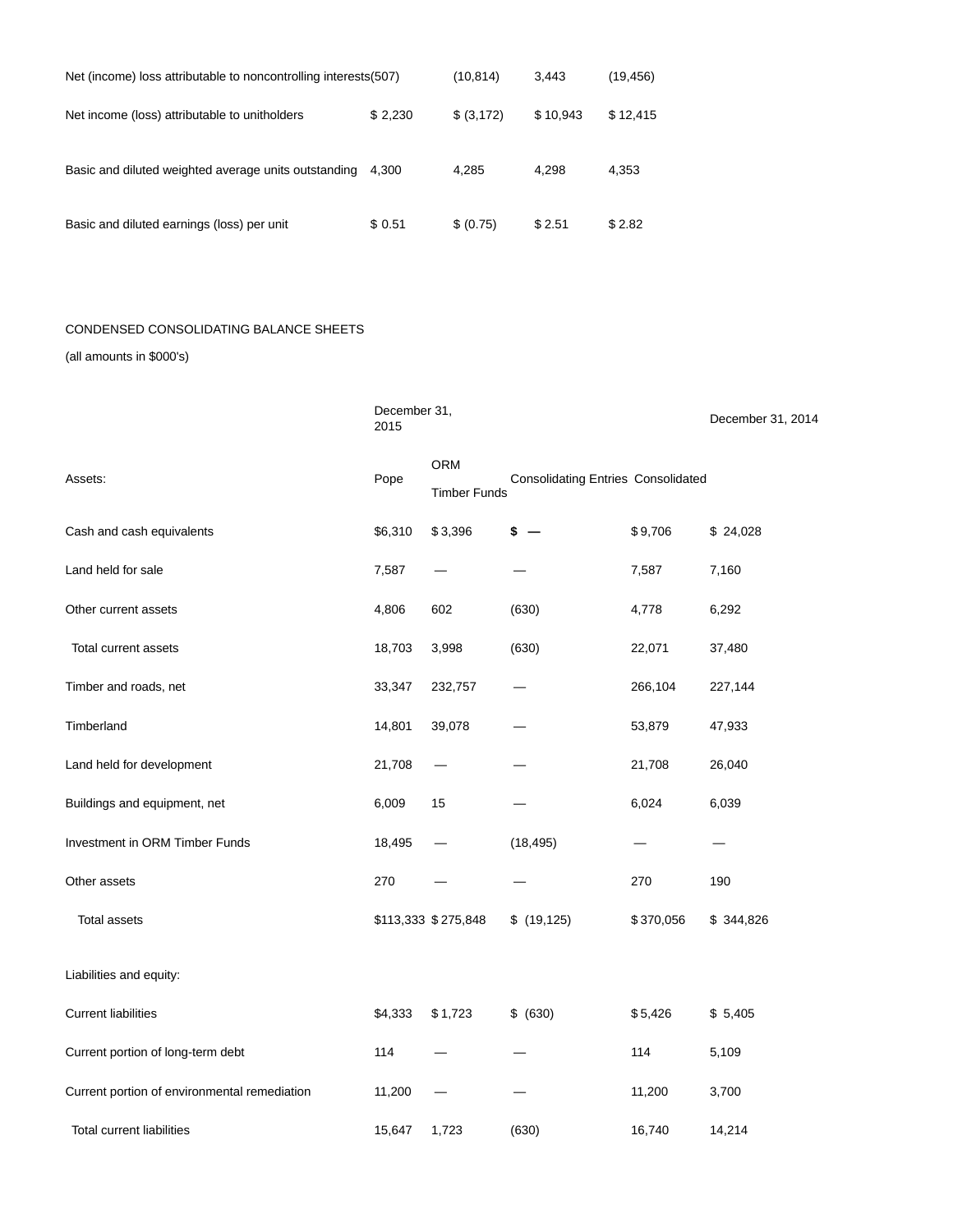| | | | | |
|---|---|---|---|---|
| Net (income) loss attributable to noncontrolling interests | (507) | (10,814) | 3,443 | (19,456) |
| Net income (loss) attributable to unitholders | $ 2,230 | $ (3,172) | $ 10,943 | $ 12,415 |
| Basic and diluted weighted average units outstanding | 4,300 | 4,285 | 4,298 | 4,353 |
| Basic and diluted earnings (loss) per unit | $ 0.51 | $ (0.75) | $ 2.51 | $ 2.82 |

CONDENSED CONSOLIDATING BALANCE SHEETS

(all amounts in $000's)

| | December 31, 2015 | | | | December 31, 2014 |
|---|---|---|---|---|---|
| Assets: | Pope | ORM Timber Funds | Consolidating Entries | Consolidated | |
| Cash and cash equivalents | $6,310 | $ 3,396 | **$ —** | $ 9,706 | $ 24,028 |
| Land held for sale | 7,587 | — | — | 7,587 | 7,160 |
| Other current assets | 4,806 | 602 | (630) | 4,778 | 6,292 |
| Total current assets | 18,703 | 3,998 | (630) | 22,071 | 37,480 |
| Timber and roads, net | 33,347 | 232,757 | — | 266,104 | 227,144 |
| Timberland | 14,801 | 39,078 | — | 53,879 | 47,933 |
| Land held for development | 21,708 | — | — | 21,708 | 26,040 |
| Buildings and equipment, net | 6,009 | 15 | — | 6,024 | 6,039 |
| Investment in ORM Timber Funds | 18,495 | — | (18,495) | — | — |
| Other assets | 270 | — | — | 270 | 190 |
| Total assets | $113,333 | $ 275,848 | $ (19,125) | $ 370,056 | $ 344,826 |
| Liabilities and equity: | | | | | |
| Current liabilities | $4,333 | $ 1,723 | $ (630) | $ 5,426 | $ 5,405 |
| Current portion of long-term debt | 114 | — | — | 114 | 5,109 |
| Current portion of environmental remediation | 11,200 | — | — | 11,200 | 3,700 |
| Total current liabilities | 15,647 | 1,723 | (630) | 16,740 | 14,214 |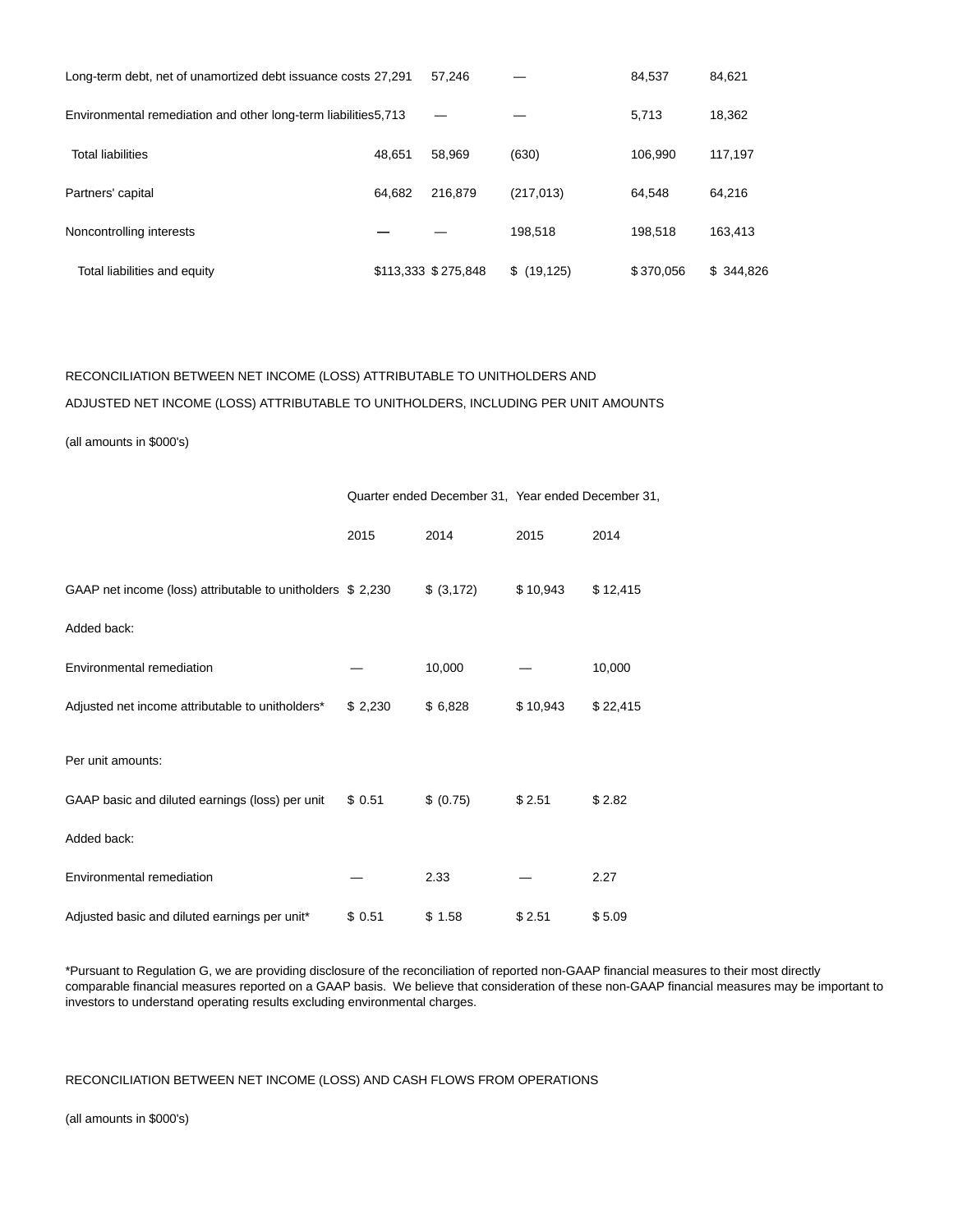| | | | | | |
|---|---|---|---|---|---|
| Long-term debt, net of unamortized debt issuance costs | 27,291 | 57,246 | — | 84,537 | 84,621 |
| Environmental remediation and other long-term liabilities | 5,713 | — | — | 5,713 | 18,362 |
| Total liabilities | 48,651 | 58,969 | (630) | 106,990 | 117,197 |
| Partners' capital | 64,682 | 216,879 | (217,013) | 64,548 | 64,216 |
| Noncontrolling interests | — | — | 198,518 | 198,518 | 163,413 |
| Total liabilities and equity | $113,333 | $275,848 | $ (19,125) | $370,056 | $ 344,826 |

RECONCILIATION BETWEEN NET INCOME (LOSS) ATTRIBUTABLE TO UNITHOLDERS AND ADJUSTED NET INCOME (LOSS) ATTRIBUTABLE TO UNITHOLDERS, INCLUDING PER UNIT AMOUNTS

(all amounts in $000's)

| | Quarter ended December 31, | | Year ended December 31, | |
|---|---|---|---|---|
| | 2015 | 2014 | 2015 | 2014 |
| GAAP net income (loss) attributable to unitholders | $ 2,230 | $ (3,172) | $ 10,943 | $ 12,415 |
| Added back: | | | | |
| Environmental remediation | — | 10,000 | — | 10,000 |
| Adjusted net income attributable to unitholders* | $ 2,230 | $ 6,828 | $ 10,943 | $ 22,415 |
| Per unit amounts: | | | | |
| GAAP basic and diluted earnings (loss) per unit | $ 0.51 | $ (0.75) | $ 2.51 | $ 2.82 |
| Added back: | | | | |
| Environmental remediation | — | 2.33 | — | 2.27 |
| Adjusted basic and diluted earnings per unit* | $ 0.51 | $ 1.58 | $ 2.51 | $ 5.09 |

*Pursuant to Regulation G, we are providing disclosure of the reconciliation of reported non-GAAP financial measures to their most directly comparable financial measures reported on a GAAP basis. We believe that consideration of these non-GAAP financial measures may be important to investors to understand operating results excluding environmental charges.

RECONCILIATION BETWEEN NET INCOME (LOSS) AND CASH FLOWS FROM OPERATIONS

(all amounts in $000's)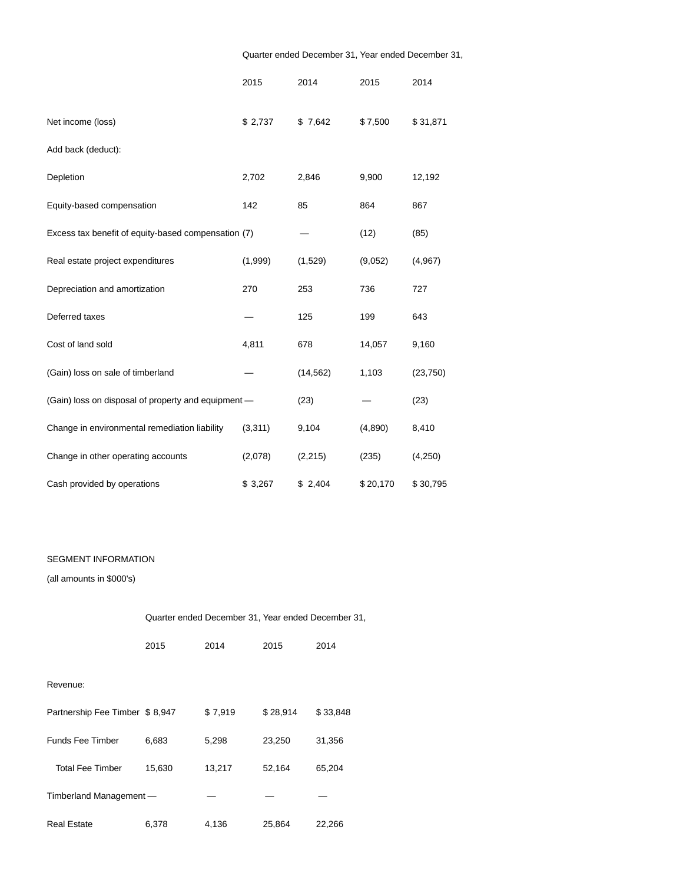| | Quarter ended December 31, | | Year ended December 31, | |
|---|---|---|---|---|
| | 2015 | 2014 | 2015 | 2014 |
| Net income (loss) | $ 2,737 | $ 7,642 | $ 7,500 | $ 31,871 |
| Add back (deduct): | | | | |
| Depletion | 2,702 | 2,846 | 9,900 | 12,192 |
| Equity-based compensation | 142 | 85 | 864 | 867 |
| Excess tax benefit of equity-based compensation | (7) | — | (12) | (85) |
| Real estate project expenditures | (1,999) | (1,529) | (9,052) | (4,967) |
| Depreciation and amortization | 270 | 253 | 736 | 727 |
| Deferred taxes | — | 125 | 199 | 643 |
| Cost of land sold | 4,811 | 678 | 14,057 | 9,160 |
| (Gain) loss on sale of timberland | — | (14,562) | 1,103 | (23,750) |
| (Gain) loss on disposal of property and equipment | — | (23) | — | (23) |
| Change in environmental remediation liability | (3,311) | 9,104 | (4,890) | 8,410 |
| Change in other operating accounts | (2,078) | (2,215) | (235) | (4,250) |
| Cash provided by operations | $ 3,267 | $ 2,404 | $ 20,170 | $ 30,795 |

SEGMENT INFORMATION

(all amounts in $000's)

| | Quarter ended December 31, | | Year ended December 31, | |
|---|---|---|---|---|
| | 2015 | 2014 | 2015 | 2014 |
| Revenue: | | | | |
| Partnership Fee Timber | $ 8,947 | $ 7,919 | $ 28,914 | $ 33,848 |
| Funds Fee Timber | 6,683 | 5,298 | 23,250 | 31,356 |
| Total Fee Timber | 15,630 | 13,217 | 52,164 | 65,204 |
| Timberland Management | — | — | — | — |
| Real Estate | 6,378 | 4,136 | 25,864 | 22,266 |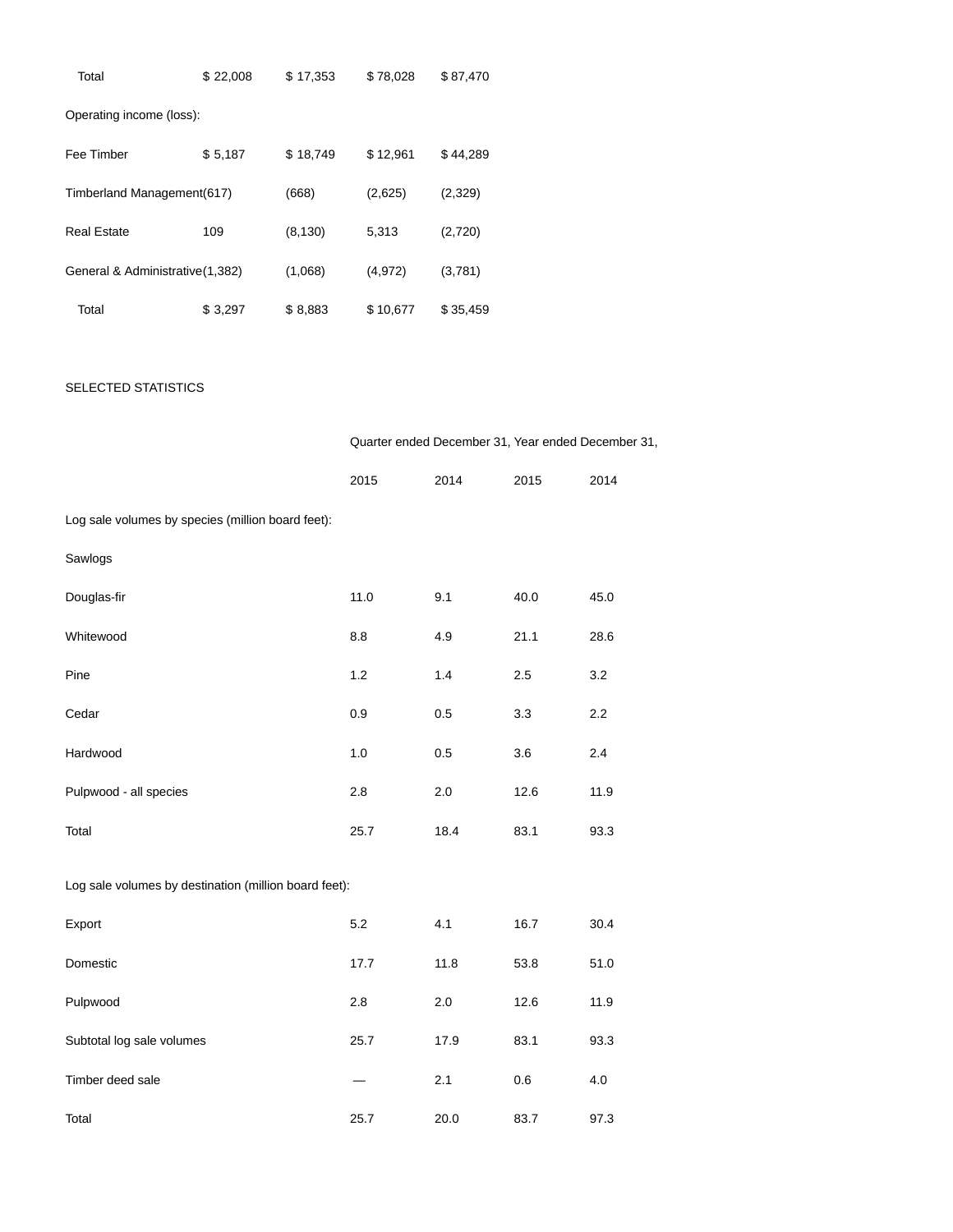| | | | | |
|---|---|---|---|---|
| Total | $ 22,008 | $ 17,353 | $ 78,028 | $ 87,470 |
| Operating income (loss): | | | | |
| Fee Timber | $ 5,187 | $ 18,749 | $ 12,961 | $ 44,289 |
| Timberland Management | (617) | (668) | (2,625) | (2,329) |
| Real Estate | 109 | (8,130) | 5,313 | (2,720) |
| General & Administrative | (1,382) | (1,068) | (4,972) | (3,781) |
| Total | $ 3,297 | $ 8,883 | $ 10,677 | $ 35,459 |

SELECTED STATISTICS

| | Quarter ended December 31, | | Year ended December 31, | |
|---|---|---|---|---|
| | 2015 | 2014 | 2015 | 2014 |
| Log sale volumes by species (million board feet): | | | | |
| Sawlogs | | | | |
| Douglas-fir | 11.0 | 9.1 | 40.0 | 45.0 |
| Whitewood | 8.8 | 4.9 | 21.1 | 28.6 |
| Pine | 1.2 | 1.4 | 2.5 | 3.2 |
| Cedar | 0.9 | 0.5 | 3.3 | 2.2 |
| Hardwood | 1.0 | 0.5 | 3.6 | 2.4 |
| Pulpwood - all species | 2.8 | 2.0 | 12.6 | 11.9 |
| Total | 25.7 | 18.4 | 83.1 | 93.3 |
| | | | | |
| Log sale volumes by destination (million board feet): | | | | |
| Export | 5.2 | 4.1 | 16.7 | 30.4 |
| Domestic | 17.7 | 11.8 | 53.8 | 51.0 |
| Pulpwood | 2.8 | 2.0 | 12.6 | 11.9 |
| Subtotal log sale volumes | 25.7 | 17.9 | 83.1 | 93.3 |
| Timber deed sale | — | 2.1 | 0.6 | 4.0 |
| Total | 25.7 | 20.0 | 83.7 | 97.3 |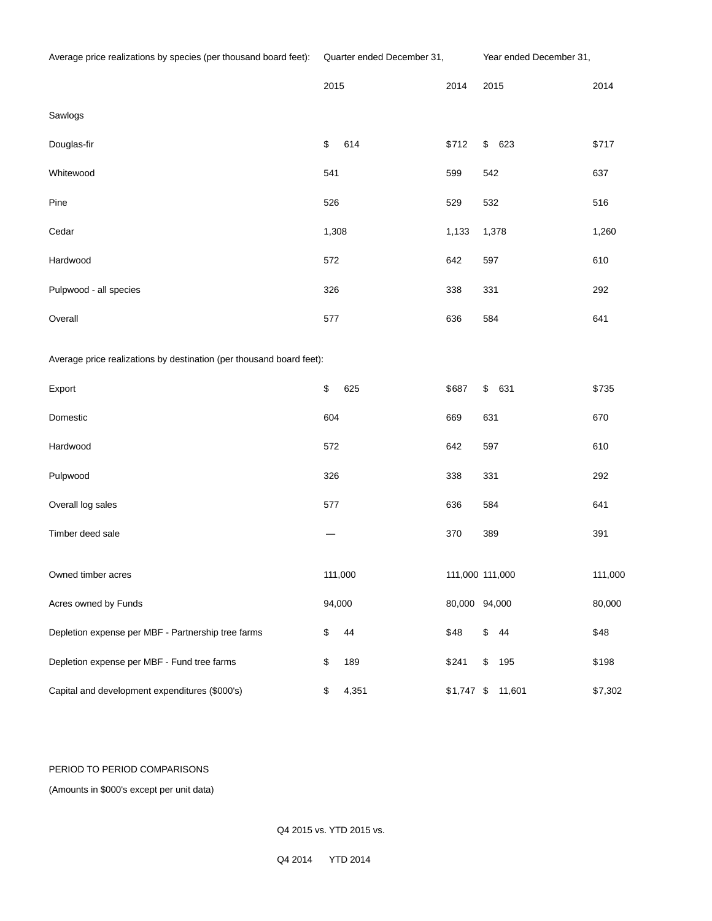| Average price realizations by species (per thousand board feet): | Quarter ended December 31, | | Year ended December 31, | |
|---|---|---|---|---|
| | 2015 | 2014 | 2015 | 2014 |
| Sawlogs | | | | |
| Douglas-fir | $ 614 | $712 | $ 623 | $717 |
| Whitewood | 541 | 599 | 542 | 637 |
| Pine | 526 | 529 | 532 | 516 |
| Cedar | 1,308 | 1,133 | 1,378 | 1,260 |
| Hardwood | 572 | 642 | 597 | 610 |
| Pulpwood - all species | 326 | 338 | 331 | 292 |
| Overall | 577 | 636 | 584 | 641 |
| Average price realizations by destination (per thousand board feet): | | | | |
| Export | $ 625 | $687 | $ 631 | $735 |
| Domestic | 604 | 669 | 631 | 670 |
| Hardwood | 572 | 642 | 597 | 610 |
| Pulpwood | 326 | 338 | 331 | 292 |
| Overall log sales | 577 | 636 | 584 | 641 |
| Timber deed sale | — | 370 | 389 | 391 |
| Owned timber acres | 111,000 | 111,000 | 111,000 | 111,000 |
| Acres owned by Funds | 94,000 | 80,000 | 94,000 | 80,000 |
| Depletion expense per MBF - Partnership tree farms | $ 44 | $48 | $ 44 | $48 |
| Depletion expense per MBF - Fund tree farms | $ 189 | $241 | $ 195 | $198 |
| Capital and development expenditures ($000's) | $ 4,351 | $1,747 | $ 11,601 | $7,302 |

PERIOD TO PERIOD COMPARISONS

(Amounts in $000's except per unit data)

| Q4 2015 vs. | YTD 2015 vs. |
|---|---|
| Q4 2014 | YTD 2014 |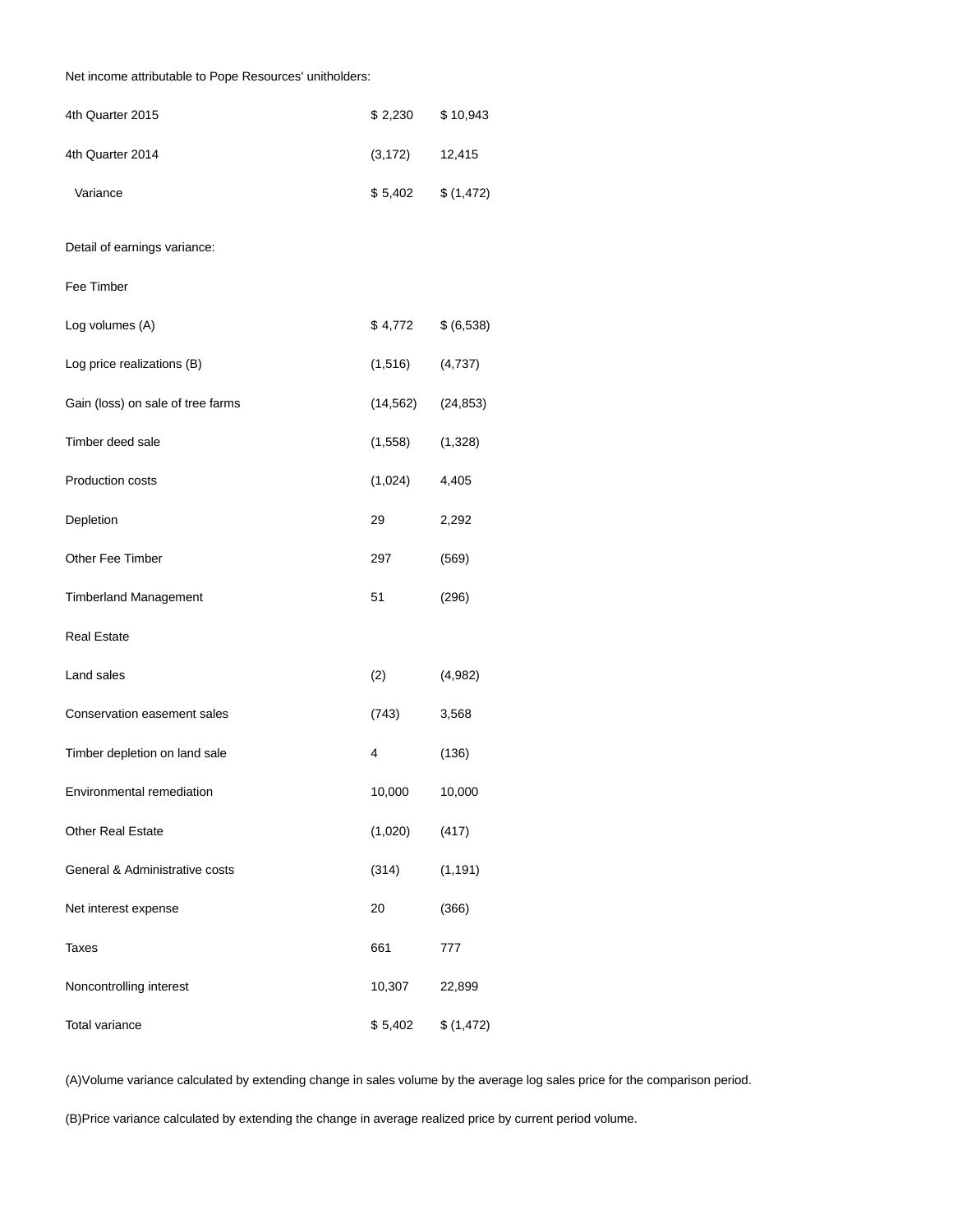| Net income attributable to Pope Resources' unitholders: | | |
|---|---|---|
| 4th Quarter 2015 | $ 2,230 | $ 10,943 |
| 4th Quarter 2014 | (3,172) | 12,415 |
| Variance | $ 5,402 | $ (1,472) |
| | | |
| Detail of earnings variance: | | |
| Fee Timber | | |
| Log volumes (A) | $ 4,772 | $ (6,538) |
| Log price realizations (B) | (1,516) | (4,737) |
| Gain (loss) on sale of tree farms | (14,562) | (24,853) |
| Timber deed sale | (1,558) | (1,328) |
| Production costs | (1,024) | 4,405 |
| Depletion | 29 | 2,292 |
| Other Fee Timber | 297 | (569) |
| Timberland Management | 51 | (296) |
| Real Estate | | |
| Land sales | (2) | (4,982) |
| Conservation easement sales | (743) | 3,568 |
| Timber depletion on land sale | 4 | (136) |
| Environmental remediation | 10,000 | 10,000 |
| Other Real Estate | (1,020) | (417) |
| General & Administrative costs | (314) | (1,191) |
| Net interest expense | 20 | (366) |
| Taxes | 661 | 777 |
| Noncontrolling interest | 10,307 | 22,899 |
| Total variance | $ 5,402 | $ (1,472) |

(A)Volume variance calculated by extending change in sales volume by the average log sales price for the comparison period.

(B)Price variance calculated by extending the change in average realized price by current period volume.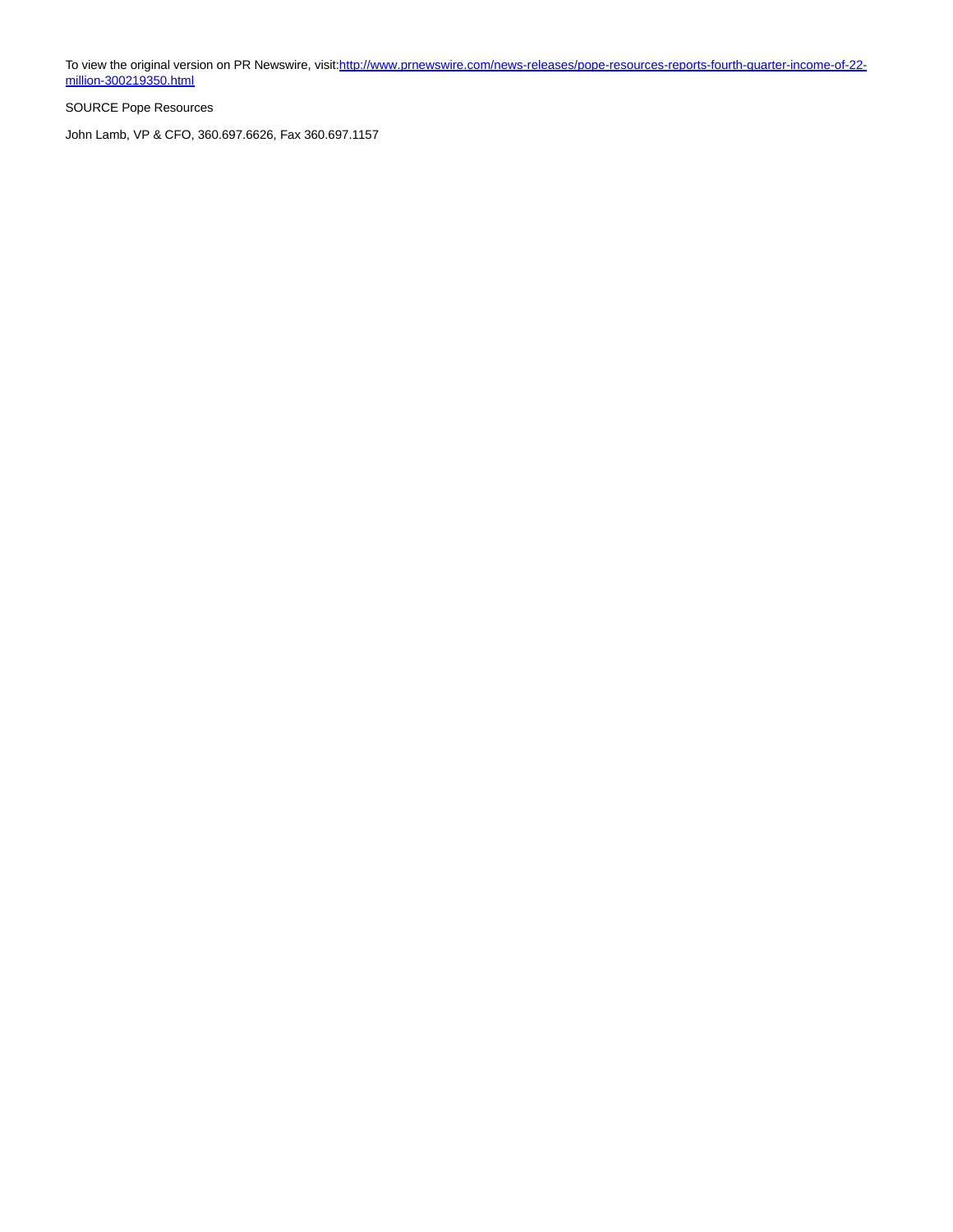To view the original version on PR Newswire, visit:[http://www.prnewswire.com/news-releases/pope-resources-reports-fourth-quarter-income-of-22-million-300219350.html](http://www.prnewswire.com/news-releases/pope-resources-reports-fourth-quarter-income-of-22-million-300219350.html)

SOURCE Pope Resources

John Lamb, VP & CFO, 360.697.6626, Fax 360.697.1157